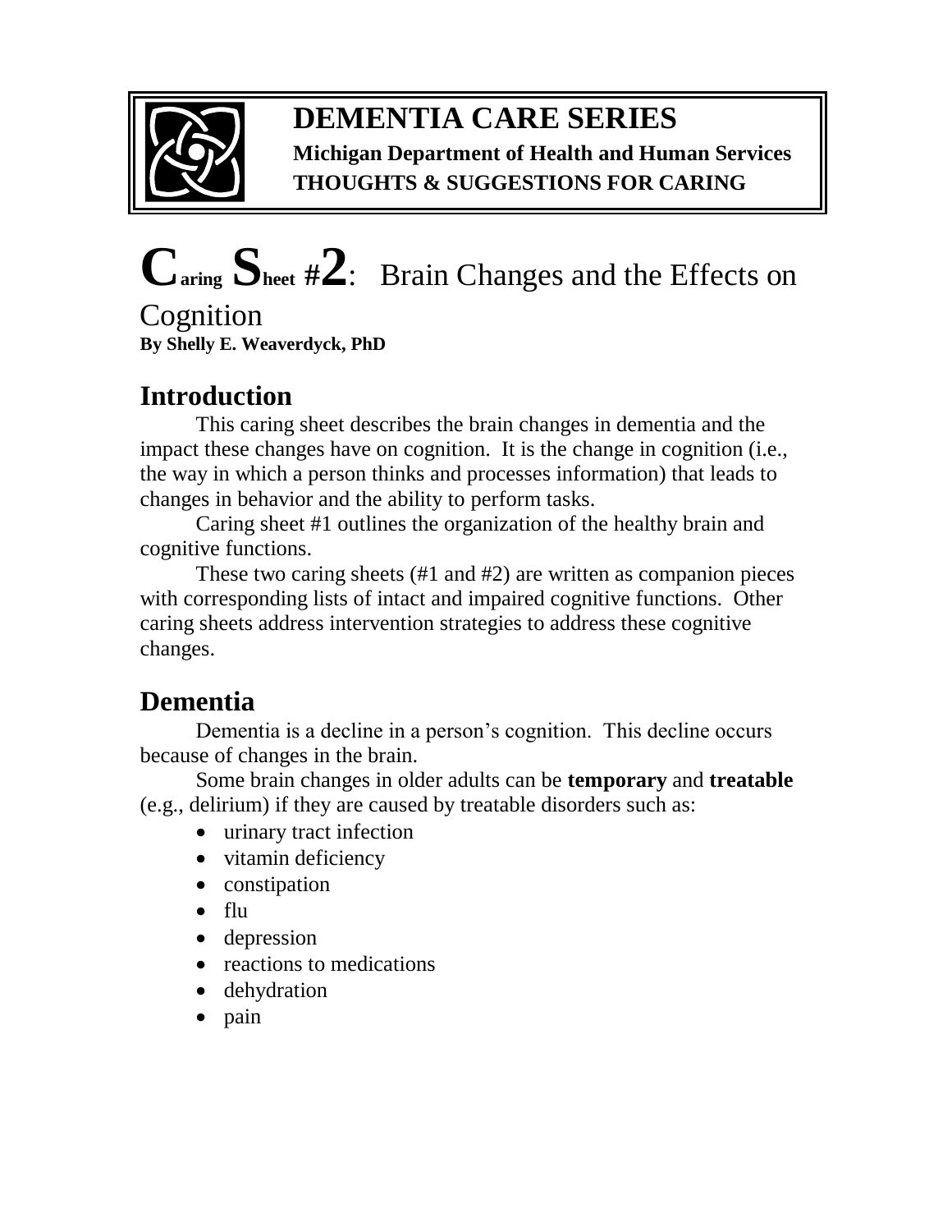# DEMENTIA CARE SERIES

**Michigan Department of Health and Human Services**
**THOUGHTS & SUGGESTIONS FOR CARING**

# Caring Sheet #2: Brain Changes and the Effects on Cognition

**By Shelly E. Weaverdyck, PhD**

## Introduction

This caring sheet describes the brain changes in dementia and the impact these changes have on cognition. It is the change in cognition (i.e., the way in which a person thinks and processes information) that leads to changes in behavior and the ability to perform tasks.

Caring sheet #1 outlines the organization of the healthy brain and cognitive functions.

These two caring sheets (#1 and #2) are written as companion pieces with corresponding lists of intact and impaired cognitive functions. Other caring sheets address intervention strategies to address these cognitive changes.

## Dementia

Dementia is a decline in a person's cognition. This decline occurs because of changes in the brain.

Some brain changes in older adults can be **temporary** and **treatable** (e.g., delirium) if they are caused by treatable disorders such as:

- urinary tract infection
- vitamin deficiency
- constipation
- flu
- depression
- reactions to medications
- dehydration
- pain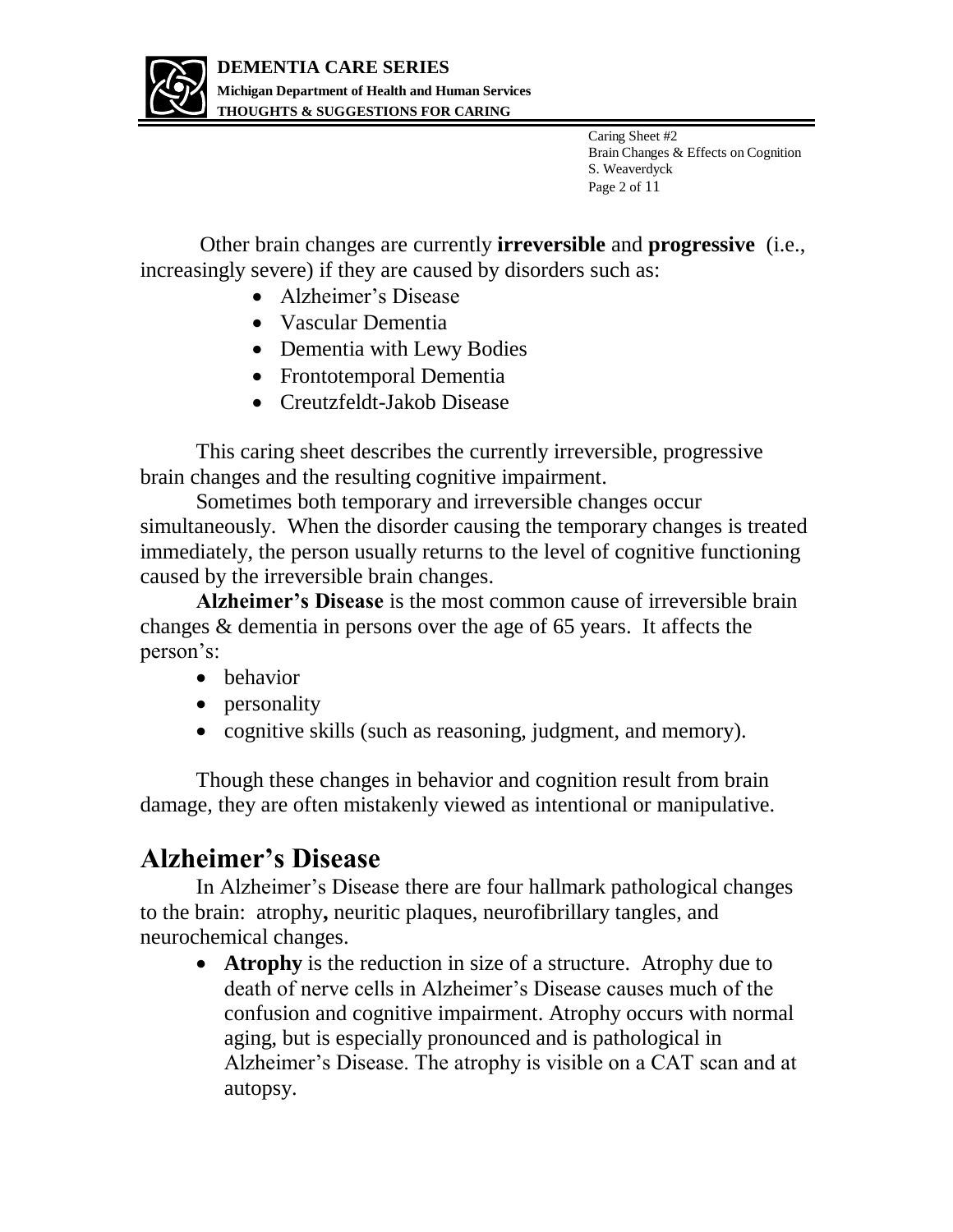Other brain changes are currently **irreversible** and **progressive** (i.e., increasingly severe) if they are caused by disorders such as:

- Alzheimer's Disease
- Vascular Dementia
- Dementia with Lewy Bodies
- Frontotemporal Dementia
- Creutzfeldt-Jakob Disease

This caring sheet describes the currently irreversible, progressive brain changes and the resulting cognitive impairment.

Sometimes both temporary and irreversible changes occur simultaneously. When the disorder causing the temporary changes is treated immediately, the person usually returns to the level of cognitive functioning caused by the irreversible brain changes.

**Alzheimer's Disease** is the most common cause of irreversible brain changes & dementia in persons over the age of 65 years. It affects the person's:

- behavior
- personality
- cognitive skills (such as reasoning, judgment, and memory).

Though these changes in behavior and cognition result from brain damage, they are often mistakenly viewed as intentional or manipulative.

## Alzheimer's Disease

In Alzheimer's Disease there are four hallmark pathological changes to the brain: atrophy**,** neuritic plaques, neurofibrillary tangles, and neurochemical changes.

- **Atrophy** is the reduction in size of a structure. Atrophy due to death of nerve cells in Alzheimer's Disease causes much of the confusion and cognitive impairment. Atrophy occurs with normal aging, but is especially pronounced and is pathological in Alzheimer's Disease. The atrophy is visible on a CAT scan and at autopsy.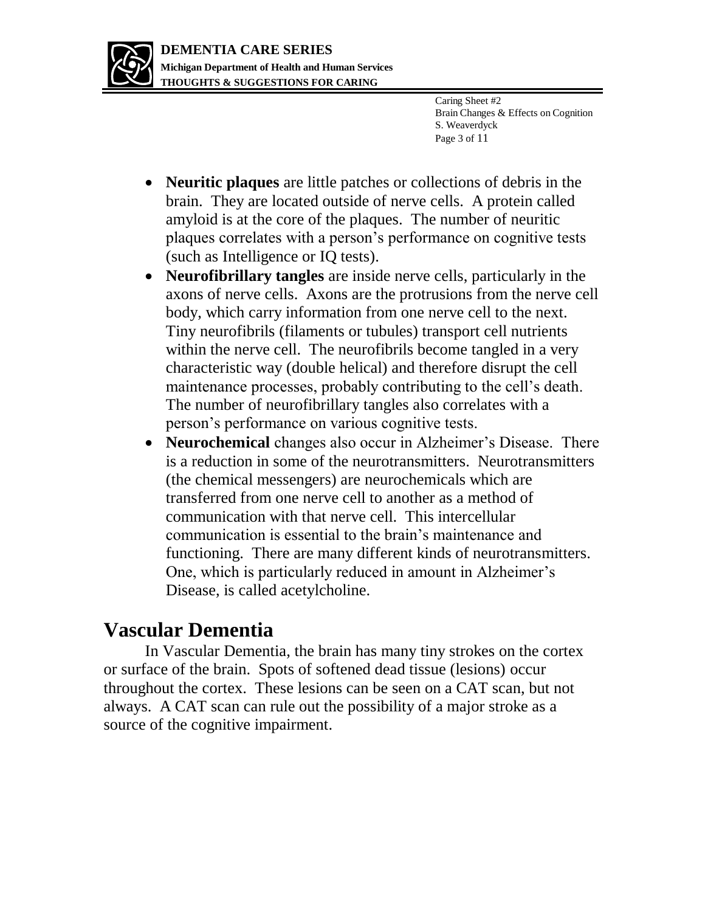- **Neuritic plaques** are little patches or collections of debris in the brain. They are located outside of nerve cells. A protein called amyloid is at the core of the plaques. The number of neuritic plaques correlates with a person's performance on cognitive tests (such as Intelligence or IQ tests).
- **Neurofibrillary tangles** are inside nerve cells, particularly in the axons of nerve cells. Axons are the protrusions from the nerve cell body, which carry information from one nerve cell to the next. Tiny neurofibrils (filaments or tubules) transport cell nutrients within the nerve cell. The neurofibrils become tangled in a very characteristic way (double helical) and therefore disrupt the cell maintenance processes, probably contributing to the cell's death. The number of neurofibrillary tangles also correlates with a person's performance on various cognitive tests.
- **Neurochemical** changes also occur in Alzheimer's Disease. There is a reduction in some of the neurotransmitters. Neurotransmitters (the chemical messengers) are neurochemicals which are transferred from one nerve cell to another as a method of communication with that nerve cell. This intercellular communication is essential to the brain's maintenance and functioning. There are many different kinds of neurotransmitters. One, which is particularly reduced in amount in Alzheimer's Disease, is called acetylcholine.

## Vascular Dementia

In Vascular Dementia, the brain has many tiny strokes on the cortex or surface of the brain. Spots of softened dead tissue (lesions) occur throughout the cortex. These lesions can be seen on a CAT scan, but not always. A CAT scan can rule out the possibility of a major stroke as a source of the cognitive impairment.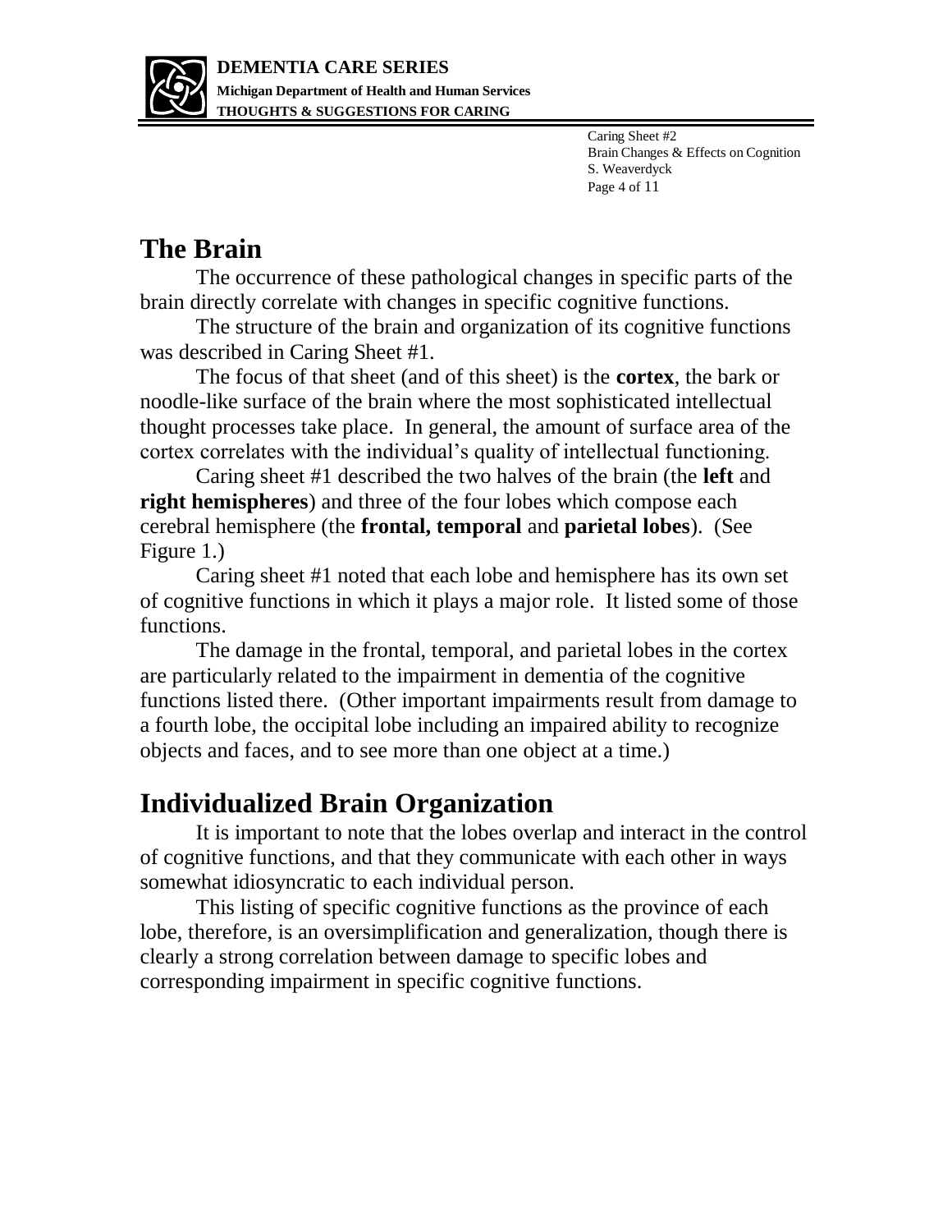## The Brain

The occurrence of these pathological changes in specific parts of the brain directly correlate with changes in specific cognitive functions.

The structure of the brain and organization of its cognitive functions was described in Caring Sheet #1.

The focus of that sheet (and of this sheet) is the **cortex**, the bark or noodle-like surface of the brain where the most sophisticated intellectual thought processes take place. In general, the amount of surface area of the cortex correlates with the individual's quality of intellectual functioning.

Caring sheet #1 described the two halves of the brain (the **left** and **right hemispheres**) and three of the four lobes which compose each cerebral hemisphere (the **frontal, temporal** and **parietal lobes**). (See Figure 1.)

Caring sheet #1 noted that each lobe and hemisphere has its own set of cognitive functions in which it plays a major role. It listed some of those functions.

The damage in the frontal, temporal, and parietal lobes in the cortex are particularly related to the impairment in dementia of the cognitive functions listed there. (Other important impairments result from damage to a fourth lobe, the occipital lobe including an impaired ability to recognize objects and faces, and to see more than one object at a time.)

## Individualized Brain Organization

It is important to note that the lobes overlap and interact in the control of cognitive functions, and that they communicate with each other in ways somewhat idiosyncratic to each individual person.

This listing of specific cognitive functions as the province of each lobe, therefore, is an oversimplification and generalization, though there is clearly a strong correlation between damage to specific lobes and corresponding impairment in specific cognitive functions.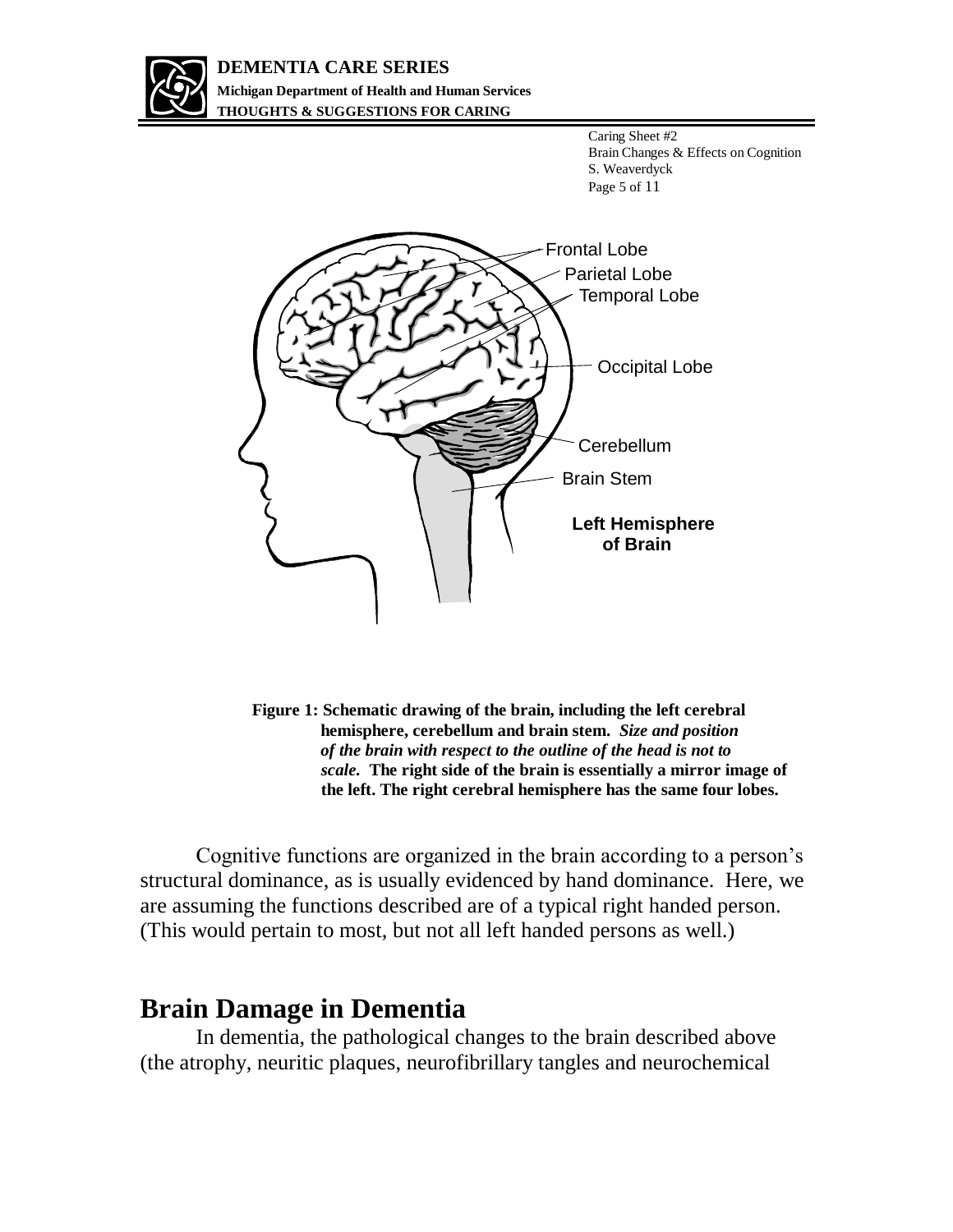Frontal Lobe

Parietal Lobe

Temporal Lobe

Occipital Lobe

Cerebellum

Brain Stem

**Left Hemisphere of Brain**

**Figure 1: Schematic drawing of the brain, including the left cerebral hemisphere, cerebellum and brain stem.** ***Size and position of the brain with respect to the outline of the head is not to scale.*** **The right side of the brain is essentially a mirror image of the left. The right cerebral hemisphere has the same four lobes.**

Cognitive functions are organized in the brain according to a person's structural dominance, as is usually evidenced by hand dominance. Here, we are assuming the functions described are of a typical right handed person. (This would pertain to most, but not all left handed persons as well.)

## Brain Damage in Dementia

In dementia, the pathological changes to the brain described above (the atrophy, neuritic plaques, neurofibrillary tangles and neurochemical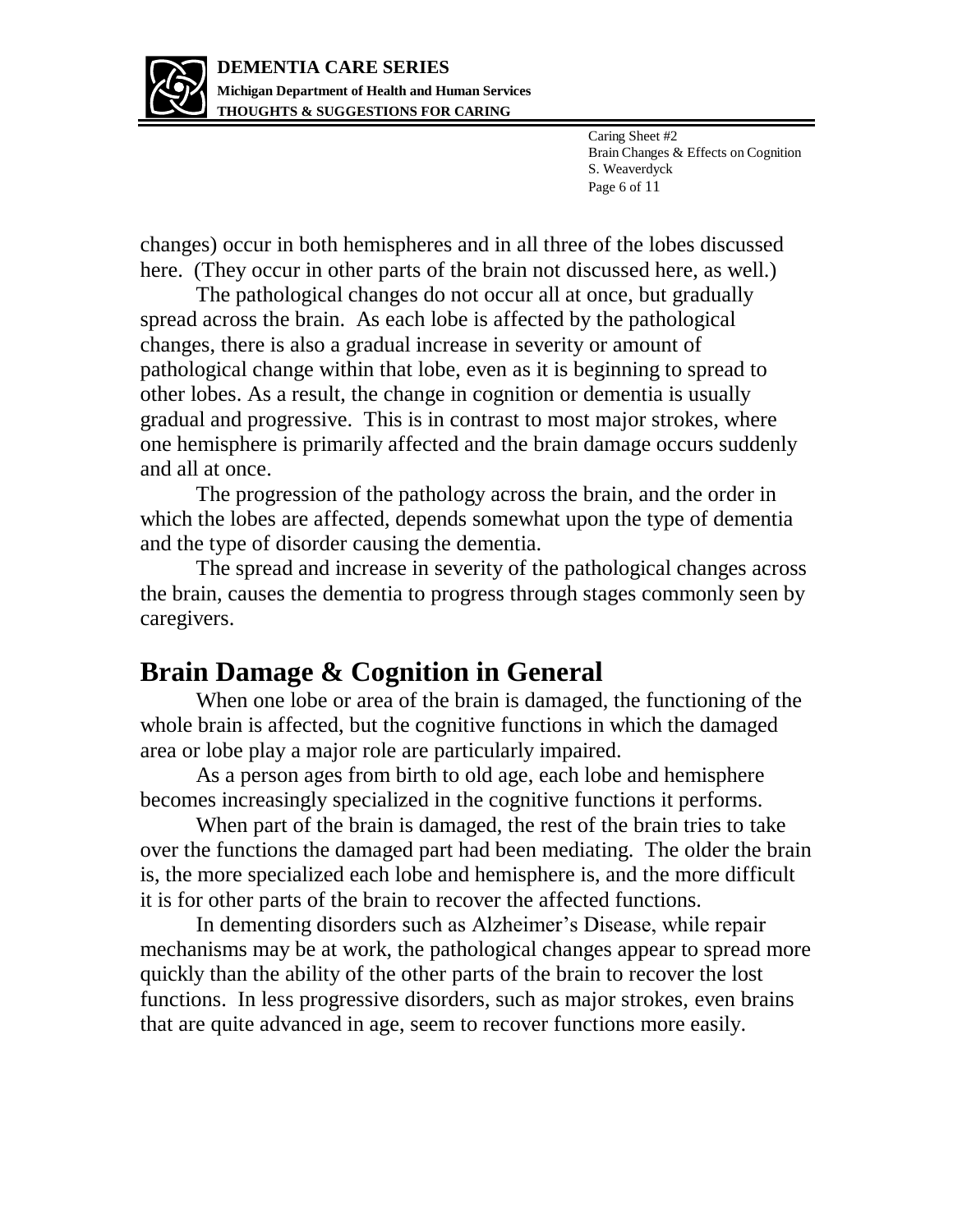changes) occur in both hemispheres and in all three of the lobes discussed here. (They occur in other parts of the brain not discussed here, as well.)

The pathological changes do not occur all at once, but gradually spread across the brain. As each lobe is affected by the pathological changes, there is also a gradual increase in severity or amount of pathological change within that lobe, even as it is beginning to spread to other lobes. As a result, the change in cognition or dementia is usually gradual and progressive. This is in contrast to most major strokes, where one hemisphere is primarily affected and the brain damage occurs suddenly and all at once.

The progression of the pathology across the brain, and the order in which the lobes are affected, depends somewhat upon the type of dementia and the type of disorder causing the dementia.

The spread and increase in severity of the pathological changes across the brain, causes the dementia to progress through stages commonly seen by caregivers.

## Brain Damage & Cognition in General

When one lobe or area of the brain is damaged, the functioning of the whole brain is affected, but the cognitive functions in which the damaged area or lobe play a major role are particularly impaired.

As a person ages from birth to old age, each lobe and hemisphere becomes increasingly specialized in the cognitive functions it performs.

When part of the brain is damaged, the rest of the brain tries to take over the functions the damaged part had been mediating. The older the brain is, the more specialized each lobe and hemisphere is, and the more difficult it is for other parts of the brain to recover the affected functions.

In dementing disorders such as Alzheimer's Disease, while repair mechanisms may be at work, the pathological changes appear to spread more quickly than the ability of the other parts of the brain to recover the lost functions. In less progressive disorders, such as major strokes, even brains that are quite advanced in age, seem to recover functions more easily.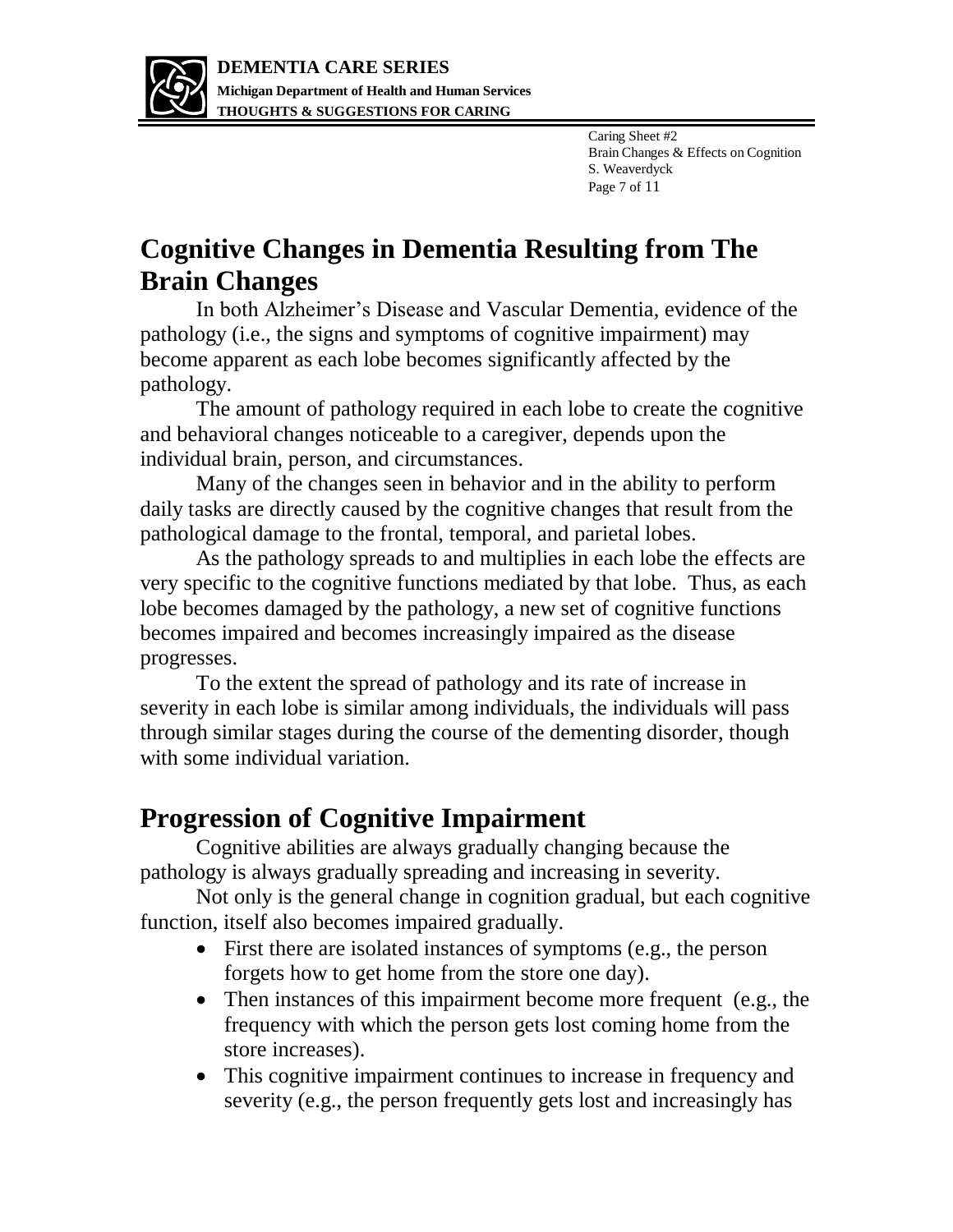## Cognitive Changes in Dementia Resulting from The Brain Changes

In both Alzheimer's Disease and Vascular Dementia, evidence of the pathology (i.e., the signs and symptoms of cognitive impairment) may become apparent as each lobe becomes significantly affected by the pathology.

The amount of pathology required in each lobe to create the cognitive and behavioral changes noticeable to a caregiver, depends upon the individual brain, person, and circumstances.

Many of the changes seen in behavior and in the ability to perform daily tasks are directly caused by the cognitive changes that result from the pathological damage to the frontal, temporal, and parietal lobes.

As the pathology spreads to and multiplies in each lobe the effects are very specific to the cognitive functions mediated by that lobe. Thus, as each lobe becomes damaged by the pathology, a new set of cognitive functions becomes impaired and becomes increasingly impaired as the disease progresses.

To the extent the spread of pathology and its rate of increase in severity in each lobe is similar among individuals, the individuals will pass through similar stages during the course of the dementing disorder, though with some individual variation.

## Progression of Cognitive Impairment

Cognitive abilities are always gradually changing because the pathology is always gradually spreading and increasing in severity.

Not only is the general change in cognition gradual, but each cognitive function, itself also becomes impaired gradually.

- First there are isolated instances of symptoms (e.g., the person forgets how to get home from the store one day).
- Then instances of this impairment become more frequent (e.g., the frequency with which the person gets lost coming home from the store increases).
- This cognitive impairment continues to increase in frequency and severity (e.g., the person frequently gets lost and increasingly has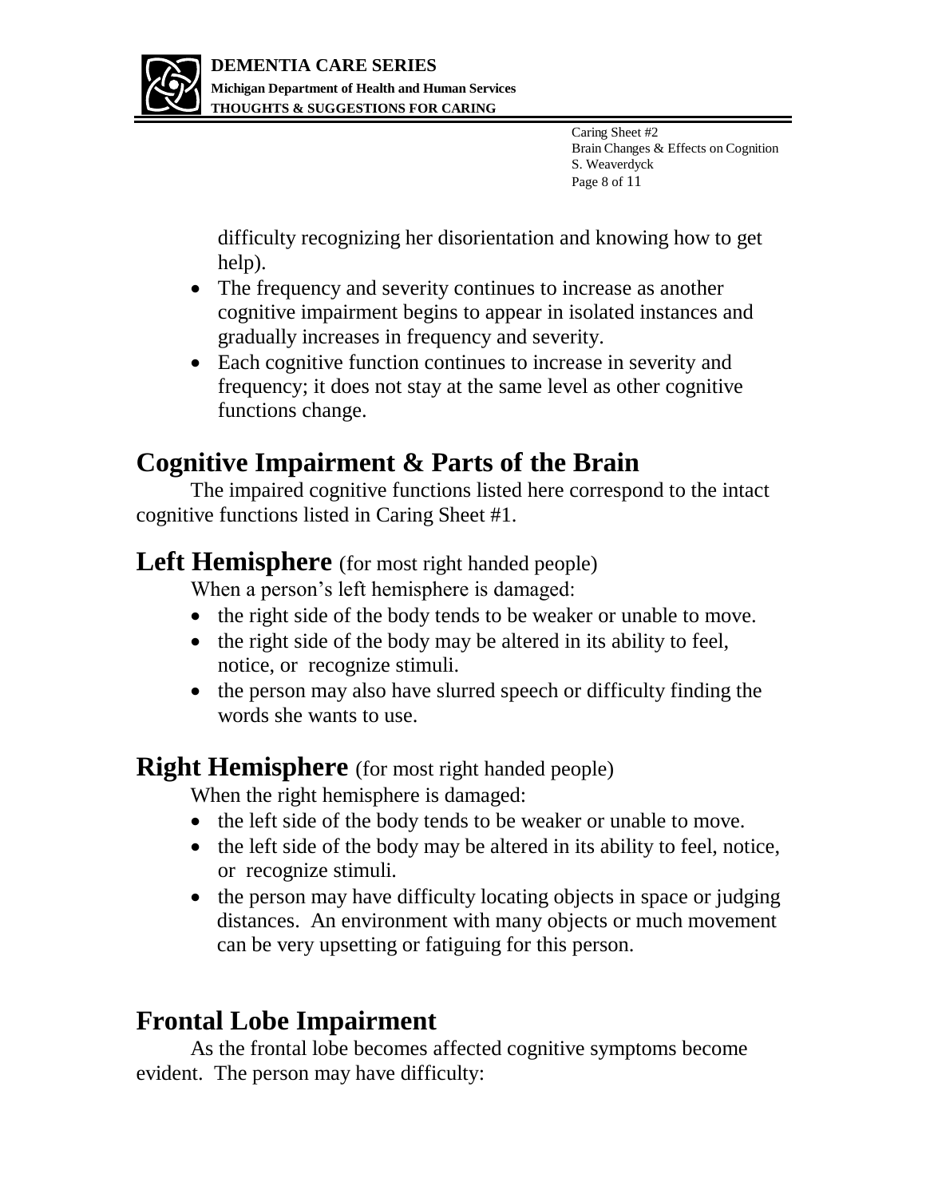difficulty recognizing her disorientation and knowing how to get help).

- The frequency and severity continues to increase as another cognitive impairment begins to appear in isolated instances and gradually increases in frequency and severity.
- Each cognitive function continues to increase in severity and frequency; it does not stay at the same level as other cognitive functions change.

## Cognitive Impairment & Parts of the Brain

The impaired cognitive functions listed here correspond to the intact cognitive functions listed in Caring Sheet #1.

### Left Hemisphere (for most right handed people)

When a person's left hemisphere is damaged:

- the right side of the body tends to be weaker or unable to move.
- the right side of the body may be altered in its ability to feel, notice, or recognize stimuli.
- the person may also have slurred speech or difficulty finding the words she wants to use.

### Right Hemisphere (for most right handed people)

When the right hemisphere is damaged:

- the left side of the body tends to be weaker or unable to move.
- the left side of the body may be altered in its ability to feel, notice, or recognize stimuli.
- the person may have difficulty locating objects in space or judging distances. An environment with many objects or much movement can be very upsetting or fatiguing for this person.

## Frontal Lobe Impairment

As the frontal lobe becomes affected cognitive symptoms become evident. The person may have difficulty: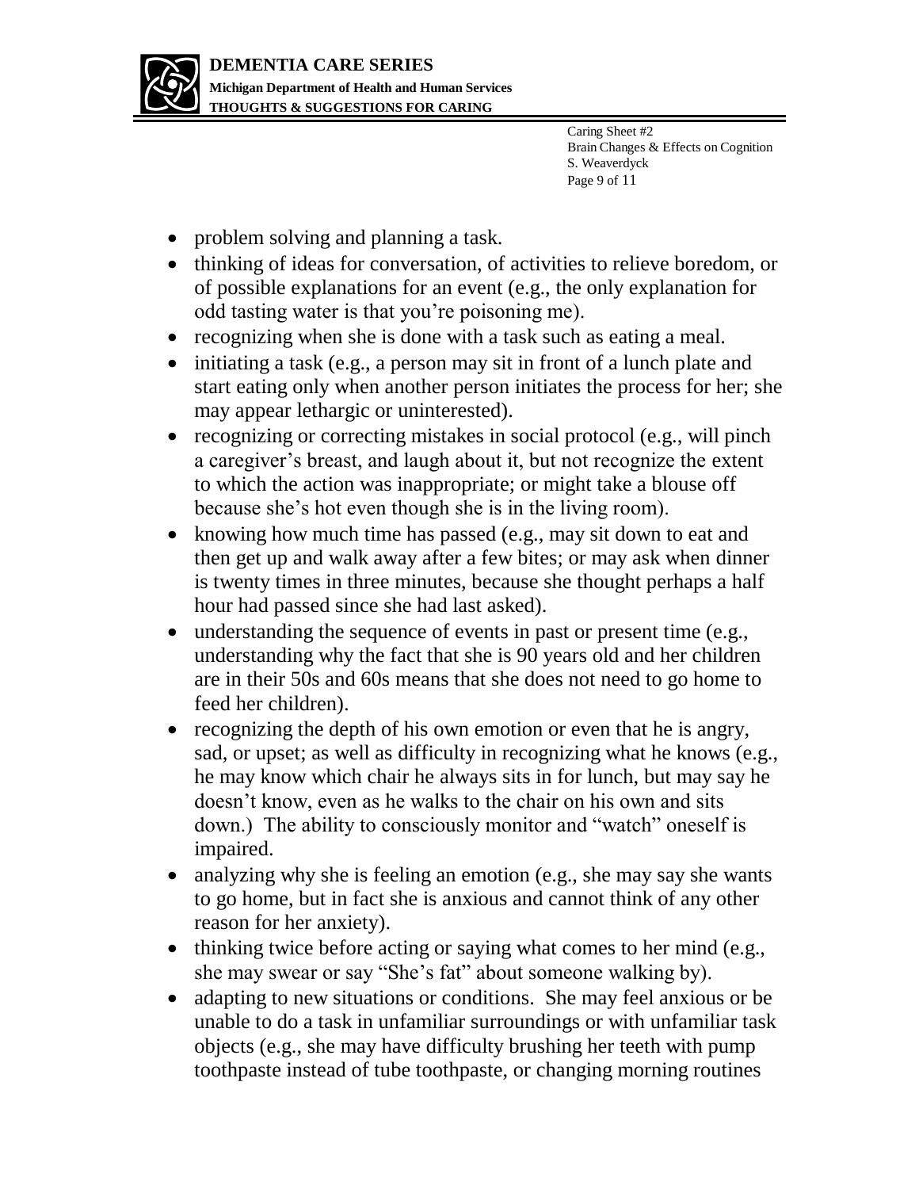- problem solving and planning a task.
- thinking of ideas for conversation, of activities to relieve boredom, or of possible explanations for an event (e.g., the only explanation for odd tasting water is that you're poisoning me).
- recognizing when she is done with a task such as eating a meal.
- initiating a task (e.g., a person may sit in front of a lunch plate and start eating only when another person initiates the process for her; she may appear lethargic or uninterested).
- recognizing or correcting mistakes in social protocol (e.g., will pinch a caregiver's breast, and laugh about it, but not recognize the extent to which the action was inappropriate; or might take a blouse off because she's hot even though she is in the living room).
- knowing how much time has passed (e.g., may sit down to eat and then get up and walk away after a few bites; or may ask when dinner is twenty times in three minutes, because she thought perhaps a half hour had passed since she had last asked).
- understanding the sequence of events in past or present time (e.g., understanding why the fact that she is 90 years old and her children are in their 50s and 60s means that she does not need to go home to feed her children).
- recognizing the depth of his own emotion or even that he is angry, sad, or upset; as well as difficulty in recognizing what he knows (e.g., he may know which chair he always sits in for lunch, but may say he doesn't know, even as he walks to the chair on his own and sits down.) The ability to consciously monitor and "watch" oneself is impaired.
- analyzing why she is feeling an emotion (e.g., she may say she wants to go home, but in fact she is anxious and cannot think of any other reason for her anxiety).
- thinking twice before acting or saying what comes to her mind (e.g., she may swear or say "She's fat" about someone walking by).
- adapting to new situations or conditions. She may feel anxious or be unable to do a task in unfamiliar surroundings or with unfamiliar task objects (e.g., she may have difficulty brushing her teeth with pump toothpaste instead of tube toothpaste, or changing morning routines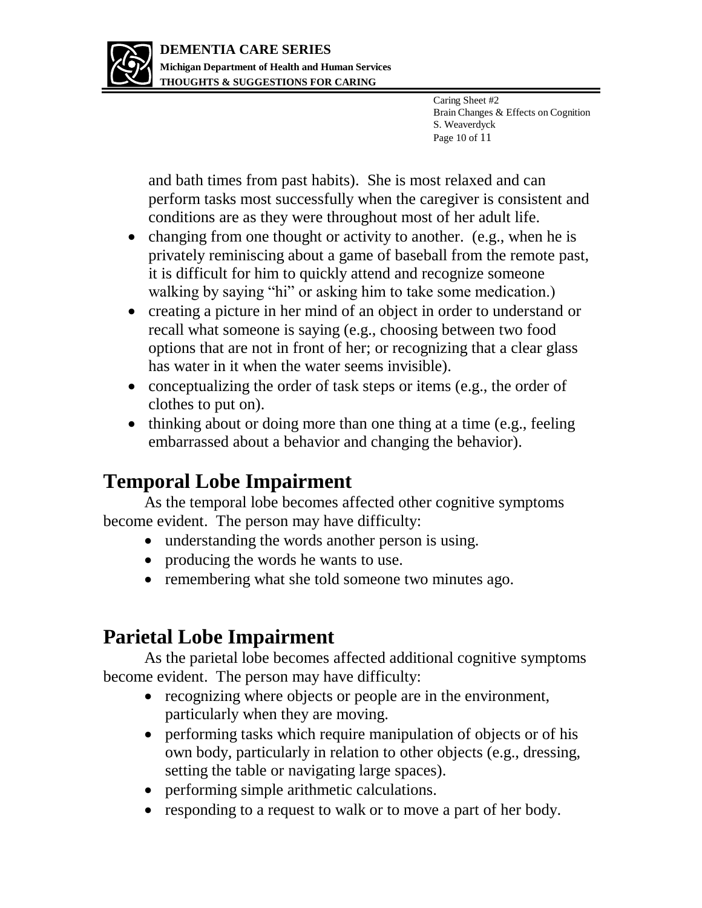and bath times from past habits). She is most relaxed and can perform tasks most successfully when the caregiver is consistent and conditions are as they were throughout most of her adult life.

- changing from one thought or activity to another. (e.g., when he is privately reminiscing about a game of baseball from the remote past, it is difficult for him to quickly attend and recognize someone walking by saying "hi" or asking him to take some medication.)
- creating a picture in her mind of an object in order to understand or recall what someone is saying (e.g., choosing between two food options that are not in front of her; or recognizing that a clear glass has water in it when the water seems invisible).
- conceptualizing the order of task steps or items (e.g., the order of clothes to put on).
- thinking about or doing more than one thing at a time (e.g., feeling embarrassed about a behavior and changing the behavior).

## Temporal Lobe Impairment

As the temporal lobe becomes affected other cognitive symptoms become evident. The person may have difficulty:

- understanding the words another person is using.
- producing the words he wants to use.
- remembering what she told someone two minutes ago.

## Parietal Lobe Impairment

As the parietal lobe becomes affected additional cognitive symptoms become evident. The person may have difficulty:

- recognizing where objects or people are in the environment, particularly when they are moving.
- performing tasks which require manipulation of objects or of his own body, particularly in relation to other objects (e.g., dressing, setting the table or navigating large spaces).
- performing simple arithmetic calculations.
- responding to a request to walk or to move a part of her body.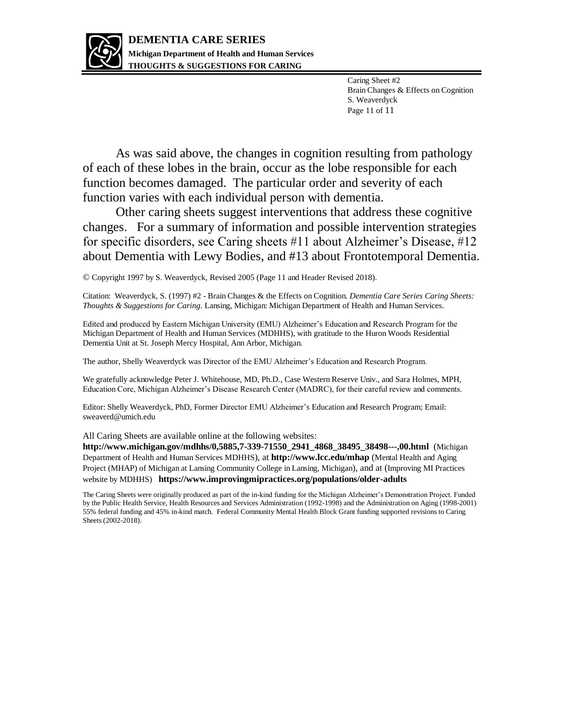As was said above, the changes in cognition resulting from pathology of each of these lobes in the brain, occur as the lobe responsible for each function becomes damaged. The particular order and severity of each function varies with each individual person with dementia.

Other caring sheets suggest interventions that address these cognitive changes. For a summary of information and possible intervention strategies for specific disorders, see Caring sheets #11 about Alzheimer's Disease, #12 about Dementia with Lewy Bodies, and #13 about Frontotemporal Dementia.

© Copyright 1997 by S. Weaverdyck, Revised 2005 (Page 11 and Header Revised 2018).

Citation: Weaverdyck, S. (1997) #2 - Brain Changes & the Effects on Cognition. *Dementia Care Series Caring Sheets: Thoughts & Suggestions for Caring.* Lansing, Michigan: Michigan Department of Health and Human Services.

Edited and produced by Eastern Michigan University (EMU) Alzheimer's Education and Research Program for the Michigan Department of Health and Human Services (MDHHS), with gratitude to the Huron Woods Residential Dementia Unit at St. Joseph Mercy Hospital, Ann Arbor, Michigan.

The author, Shelly Weaverdyck was Director of the EMU Alzheimer's Education and Research Program.

We gratefully acknowledge Peter J. Whitehouse, MD, Ph.D., Case Western Reserve Univ., and Sara Holmes, MPH, Education Core, Michigan Alzheimer's Disease Research Center (MADRC), for their careful review and comments.

Editor: Shelly Weaverdyck, PhD, Former Director EMU Alzheimer's Education and Research Program; Email: sweaverd@umich.edu

All Caring Sheets are available online at the following websites:
**http://www.michigan.gov/mdhhs/0,5885,7-339-71550_2941_4868_38495_38498---,00.html** (Michigan Department of Health and Human Services MDHHS), at **http://www.lcc.edu/mhap** (Mental Health and Aging Project (MHAP) of Michigan at Lansing Community College in Lansing, Michigan), and at (Improving MI Practices website by MDHHS) **https://www.improvingmipractices.org/populations/older-adults**

The Caring Sheets were originally produced as part of the in-kind funding for the Michigan Alzheimer's Demonstration Project. Funded by the Public Health Service, Health Resources and Services Administration (1992-1998) and the Administration on Aging (1998-2001) 55% federal funding and 45% in-kind match. Federal Community Mental Health Block Grant funding supported revisions to Caring Sheets (2002-2018).